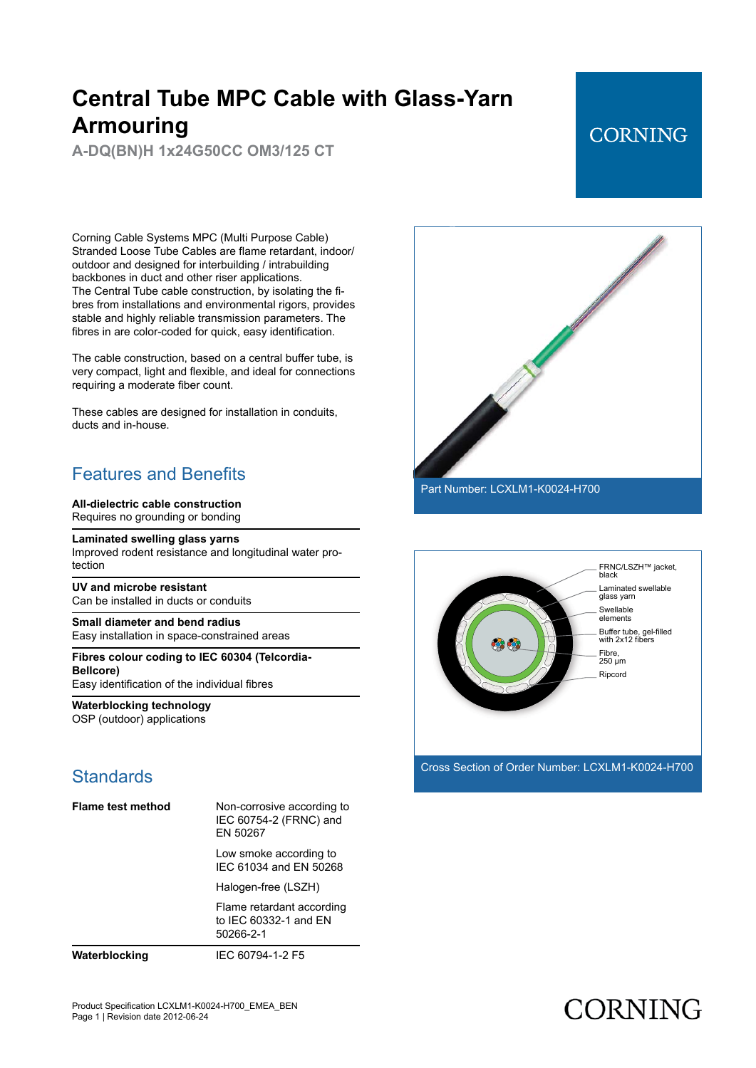# Central Tube MPC Cable with Glass-Yarn Armouring

**A-DQ(BN)H 1x24G50CC OM3/125 CT**

CORNING

Corning Cable Systems MPC (Multi Purpose Cable) Stranded Loose Tube Cables are flame retardant, indoor/ outdoor and designed for interbuilding / intrabuilding backbones in duct and other riser applications. The Central Tube cable construction, by isolating the fibres from installations and environmental rigors, provides stable and highly reliable transmission parameters. The fibres in are color-coded for quick, easy identification.

The cable construction, based on a central buffer tube, is very compact, light and flexible, and ideal for connections requiring a moderate fiber count.

These cables are designed for installation in conduits, ducts and in-house.

Part Number: LCXLM1-K0024-H700

FRNC/LSZH™ jacket, black

Laminated swellable glass yarn

Swellable elements

Buffer tube, gel-filled with 2x12 fibers

Fibre, 250 µm

Ripcord

Cross Section of Order Number: LCXLM1-K0024-H700

## Features and Benefits

**All-dielectric cable construction**
Requires no grounding or bonding

**Laminated swelling glass yarns**
Improved rodent resistance and longitudinal water protection

**UV and microbe resistant**
Can be installed in ducts or conduits

**Small diameter and bend radius**
Easy installation in space-constrained areas

**Fibres colour coding to IEC 60304 (Telcordia-Bellcore)**
Easy identification of the individual fibres

**Waterblocking technology**
OSP (outdoor) applications

## Standards

| | |
|---|---|
| **Flame test method** | Non-corrosive according to IEC 60754-2 (FRNC) and EN 50267 |
| | Low smoke according to IEC 61034 and EN 50268 |
| | Halogen-free (LSZH) |
| | Flame retardant according to IEC 60332-1 and EN 50266-2-1 |
| **Waterblocking** | IEC 60794-1-2 F5 |

Product Specification LCXLM1-K0024-H700_EMEA_BEN
Page 1 | Revision date 2012-06-24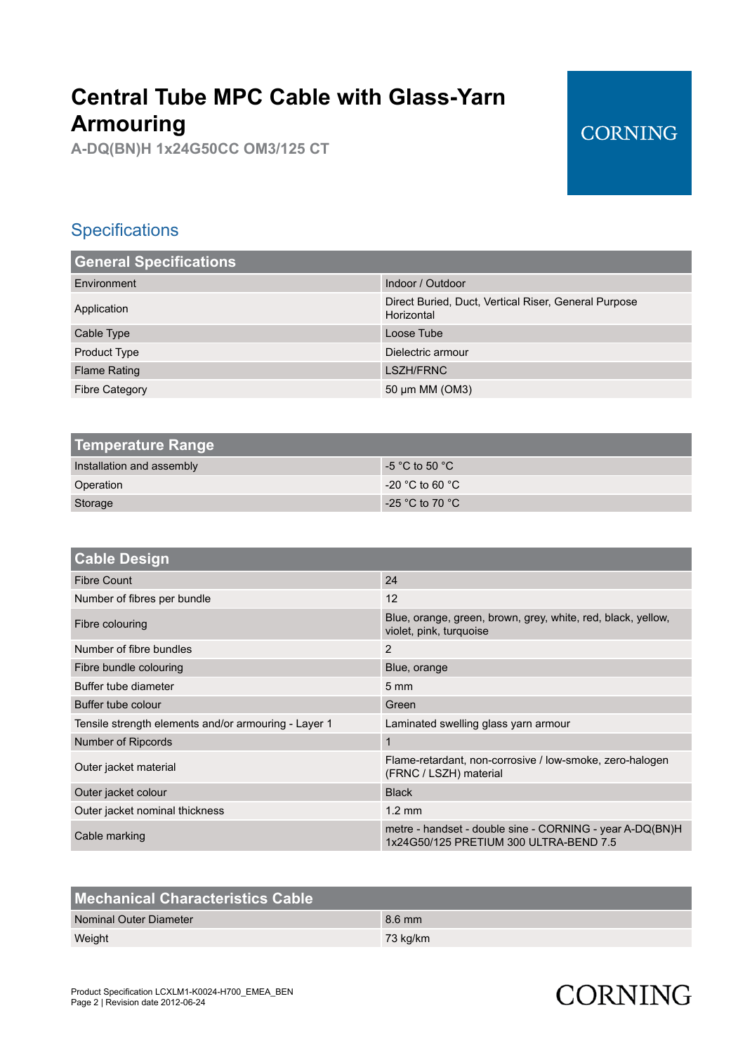# Central Tube MPC Cable with Glass-Yarn Armouring

**A-DQ(BN)H 1x24G50CC OM3/125 CT**

## Specifications

| General Specifications | |
|---|---|
| Environment | Indoor / Outdoor |
| Application | Direct Buried, Duct, Vertical Riser, General Purpose Horizontal |
| Cable Type | Loose Tube |
| Product Type | Dielectric armour |
| Flame Rating | LSZH/FRNC |
| Fibre Category | 50 µm MM (OM3) |

| Temperature Range | |
|---|---|
| Installation and assembly | -5 °C to 50 °C |
| Operation | -20 °C to 60 °C |
| Storage | -25 °C to 70 °C |

| Cable Design | |
|---|---|
| Fibre Count | 24 |
| Number of fibres per bundle | 12 |
| Fibre colouring | Blue, orange, green, brown, grey, white, red, black, yellow, violet, pink, turquoise |
| Number of fibre bundles | 2 |
| Fibre bundle colouring | Blue, orange |
| Buffer tube diameter | 5 mm |
| Buffer tube colour | Green |
| Tensile strength elements and/or armouring - Layer 1 | Laminated swelling glass yarn armour |
| Number of Ripcords | 1 |
| Outer jacket material | Flame-retardant, non-corrosive / low-smoke, zero-halogen (FRNC / LSZH) material |
| Outer jacket colour | Black |
| Outer jacket nominal thickness | 1.2 mm |
| Cable marking | metre - handset - double sine - CORNING - year A-DQ(BN)H 1x24G50/125 PRETIUM 300 ULTRA-BEND 7.5 |

| Mechanical Characteristics Cable | |
|---|---|
| Nominal Outer Diameter | 8.6 mm |
| Weight | 73 kg/km |

Product Specification LCXLM1-K0024-H700_EMEA_BEN
Revision date 2012-06-24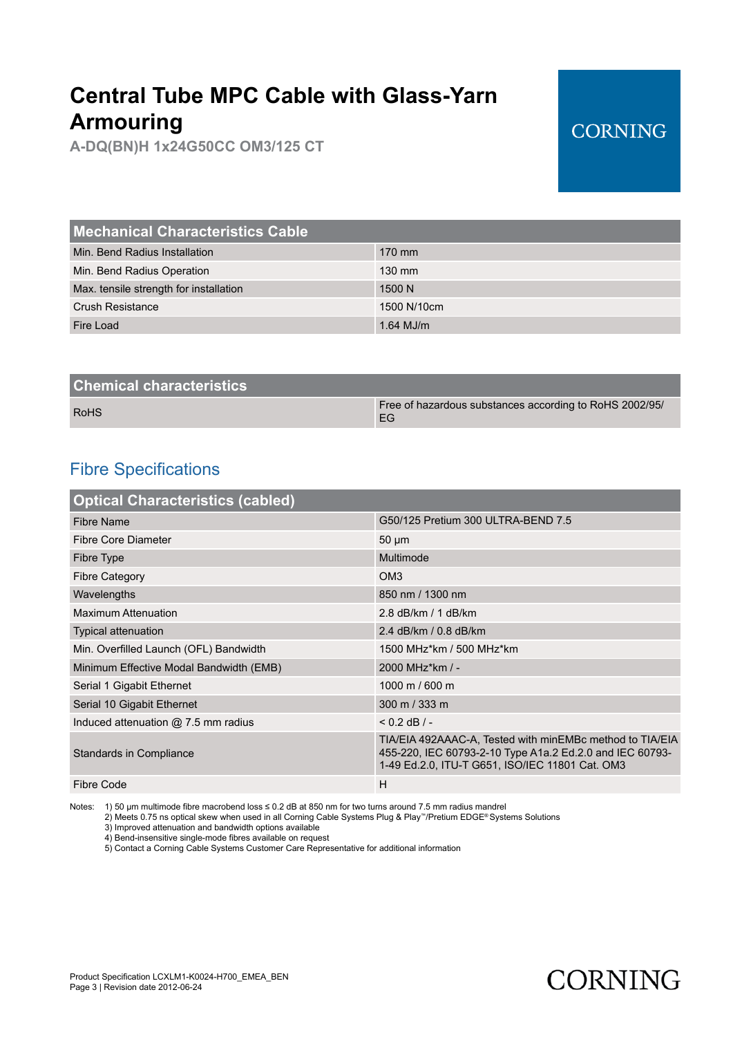# Central Tube MPC Cable with Glass-Yarn Armouring

**A-DQ(BN)H 1x24G50CC OM3/125 CT**

| Mechanical Characteristics Cable | |
|---|---|
| Min. Bend Radius Installation | 170 mm |
| Min. Bend Radius Operation | 130 mm |
| Max. tensile strength for installation | 1500 N |
| Crush Resistance | 1500 N/10cm |
| Fire Load | 1.64 MJ/m |

| Chemical characteristics | |
|---|---|
| RoHS | Free of hazardous substances according to RoHS 2002/95/EG |

## Fibre Specifications

| Optical Characteristics (cabled) | |
|---|---|
| Fibre Name | G50/125 Pretium 300 ULTRA-BEND 7.5 |
| Fibre Core Diameter | 50 µm |
| Fibre Type | Multimode |
| Fibre Category | OM3 |
| Wavelengths | 850 nm / 1300 nm |
| Maximum Attenuation | 2.8 dB/km / 1 dB/km |
| Typical attenuation | 2.4 dB/km / 0.8 dB/km |
| Min. Overfilled Launch (OFL) Bandwidth | 1500 MHz*km / 500 MHz*km |
| Minimum Effective Modal Bandwidth (EMB) | 2000 MHz*km / - |
| Serial 1 Gigabit Ethernet | 1000 m / 600 m |
| Serial 10 Gigabit Ethernet | 300 m / 333 m |
| Induced attenuation @ 7.5 mm radius | < 0.2 dB / - |
| Standards in Compliance | TIA/EIA 492AAAC-A, Tested with minEMBc method to TIA/EIA 455-220, IEC 60793-2-10 Type A1a.2 Ed.2.0 and IEC 60793-1-49 Ed.2.0, ITU-T G651, ISO/IEC 11801 Cat. OM3 |
| Fibre Code | H |

Notes:
1) 50 µm multimode fibre macrobend loss ≤ 0.2 dB at 850 nm for two turns around 7.5 mm radius mandrel
2) Meets 0.75 ns optical skew when used in all Corning Cable Systems Plug & Play™/Pretium EDGE® Systems Solutions
3) Improved attenuation and bandwidth options available
4) Bend-insensitive single-mode fibres available on request
5) Contact a Corning Cable Systems Customer Care Representative for additional information

Product Specification LCXLM1-K0024-H700_EMEA_BEN
Revision date 2012-06-24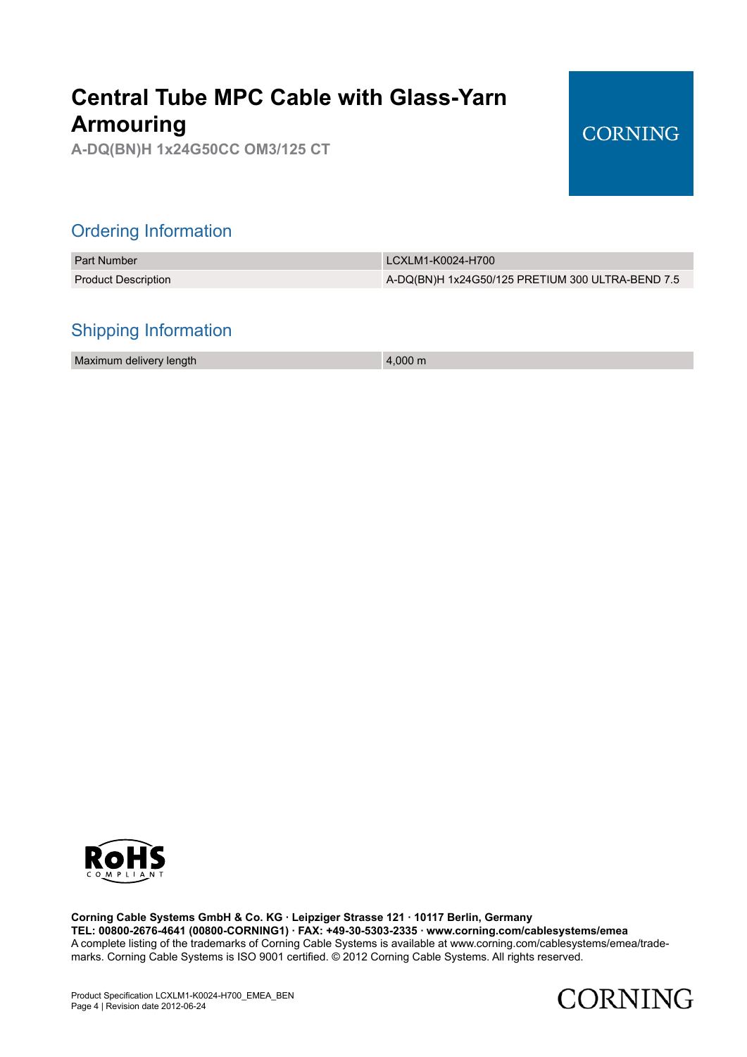# Central Tube MPC Cable with Glass-Yarn Armouring

**A-DQ(BN)H 1x24G50CC OM3/125 CT**

CORNING

## Ordering Information

| | |
|---|---|
| Part Number | LCXLM1-K0024-H700 |
| Product Description | A-DQ(BN)H 1x24G50/125 PRETIUM 300 ULTRA-BEND 7.5 |

## Shipping Information

| | |
|---|---|
| Maximum delivery length | 4,000 m |

RoHS COMPLIANT

**Corning Cable Systems GmbH & Co. KG · Leipziger Strasse 121 · 10117 Berlin, Germany**
**TEL: 00800-2676-4641 (00800-CORNING1) · FAX: +49-30-5303-2335 · www.corning.com/cablesystems/emea**
A complete listing of the trademarks of Corning Cable Systems is available at www.corning.com/cablesystems/emea/trade-marks. Corning Cable Systems is ISO 9001 certified. © 2012 Corning Cable Systems. All rights reserved.

Product Specification LCXLM1-K0024-H700_EMEA_BEN
Page 4 | Revision date 2012-06-24